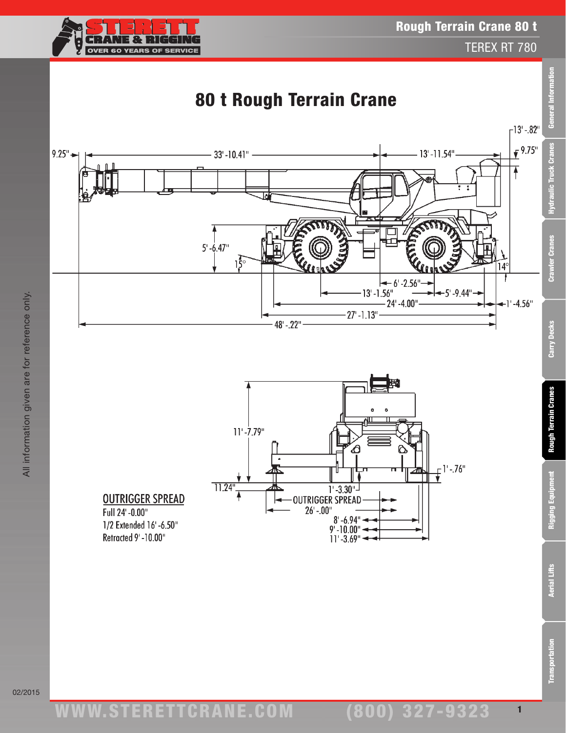# 80 t Rough Terrain Crane

9.25"

33' -10.41"

13' -11.54"

13' -.82"

9.75"

5' -6.47"

15°

14°

6' -2.56"

13' -1.56"

5' -9.44"

24' -4.00"

1' -4.56"

27' -1.13"

48' -.22"

11' -7.79"

1' -.76"

11.24"

1' -3.30"

OUTRIGGER SPREAD

26' -.00"

8' -6.94"

9' -10.00"

11' -3.69"

**OUTRIGGER SPREAD**

Full 24' -0.00"

1/2 Extended 16' -6.50"

Retracted 9' -10.00"

All information given are for reference only.

02/2015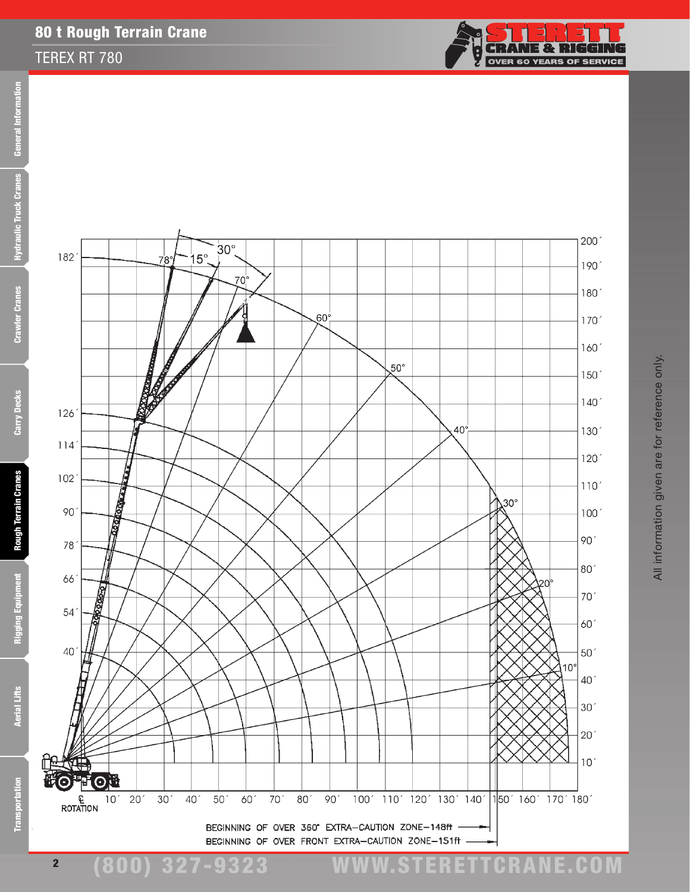# 80 t Rough Terrain Crane

## TEREX RT 780

182´
126´
114´
102´
90´
78´
66´
54´
40´

78°
15°
30°
70°
60°
50°
40°
30°
20°
10°

200´
190´
180´
170´
160´
150´
140´
130´
120´
110´
100´
90´
80´
70´
60´
50´
40´
30´
20´
10´

℄ ROTATION
10´ 20´ 30´ 40´ 50´ 60´ 70´ 80´ 90´ 100´ 110´ 120´ 130´ 140´ 150´ 160´ 170´ 180´

BEGINNING OF OVER 360° EXTRA–CAUTION ZONE–148ft
BEGINNING OF OVER FRONT EXTRA–CAUTION ZONE–151ft

All information given are for reference only.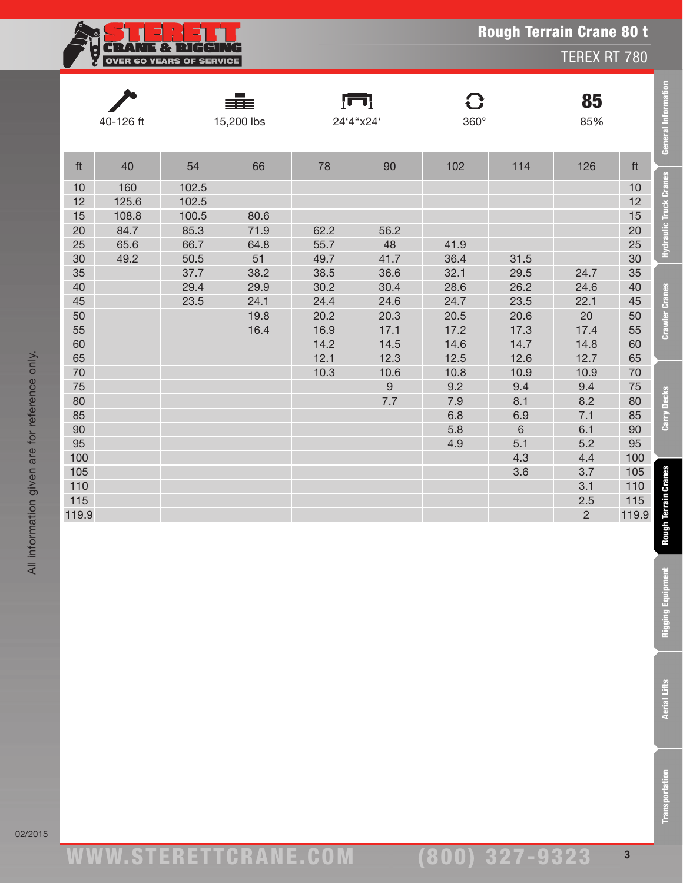# Rough Terrain Crane 80 t

TEREX RT 780

| 40-126 ft | 15,200 lbs | 24'4"x24' | 360° | 85 |
|---|---|---|---|---|
| | | | | 85% |

| ft | 40 | 54 | 66 | 78 | 90 | 102 | 114 | 126 | ft |
|---|---|---|---|---|---|---|---|---|---|
| 10 | 160 | 102.5 | | | | | | | 10 |
| 12 | 125.6 | 102.5 | | | | | | | 12 |
| 15 | 108.8 | 100.5 | 80.6 | | | | | | 15 |
| 20 | 84.7 | 85.3 | 71.9 | 62.2 | 56.2 | | | | 20 |
| 25 | 65.6 | 66.7 | 64.8 | 55.7 | 48 | 41.9 | | | 25 |
| 30 | 49.2 | 50.5 | 51 | 49.7 | 41.7 | 36.4 | 31.5 | | 30 |
| 35 | | 37.7 | 38.2 | 38.5 | 36.6 | 32.1 | 29.5 | 24.7 | 35 |
| 40 | | 29.4 | 29.9 | 30.2 | 30.4 | 28.6 | 26.2 | 24.6 | 40 |
| 45 | | 23.5 | 24.1 | 24.4 | 24.6 | 24.7 | 23.5 | 22.1 | 45 |
| 50 | | | 19.8 | 20.2 | 20.3 | 20.5 | 20.6 | 20 | 50 |
| 55 | | | 16.4 | 16.9 | 17.1 | 17.2 | 17.3 | 17.4 | 55 |
| 60 | | | | 14.2 | 14.5 | 14.6 | 14.7 | 14.8 | 60 |
| 65 | | | | 12.1 | 12.3 | 12.5 | 12.6 | 12.7 | 65 |
| 70 | | | | 10.3 | 10.6 | 10.8 | 10.9 | 10.9 | 70 |
| 75 | | | | | 9 | 9.2 | 9.4 | 9.4 | 75 |
| 80 | | | | | 7.7 | 7.9 | 8.1 | 8.2 | 80 |
| 85 | | | | | | 6.8 | 6.9 | 7.1 | 85 |
| 90 | | | | | | 5.8 | 6 | 6.1 | 90 |
| 95 | | | | | | 4.9 | 5.1 | 5.2 | 95 |
| 100 | | | | | | | 4.3 | 4.4 | 100 |
| 105 | | | | | | | 3.6 | 3.7 | 105 |
| 110 | | | | | | | | 3.1 | 110 |
| 115 | | | | | | | | 2.5 | 115 |
| 119.9 | | | | | | | | 2 | 119.9 |

All information given are for reference only.

02/2015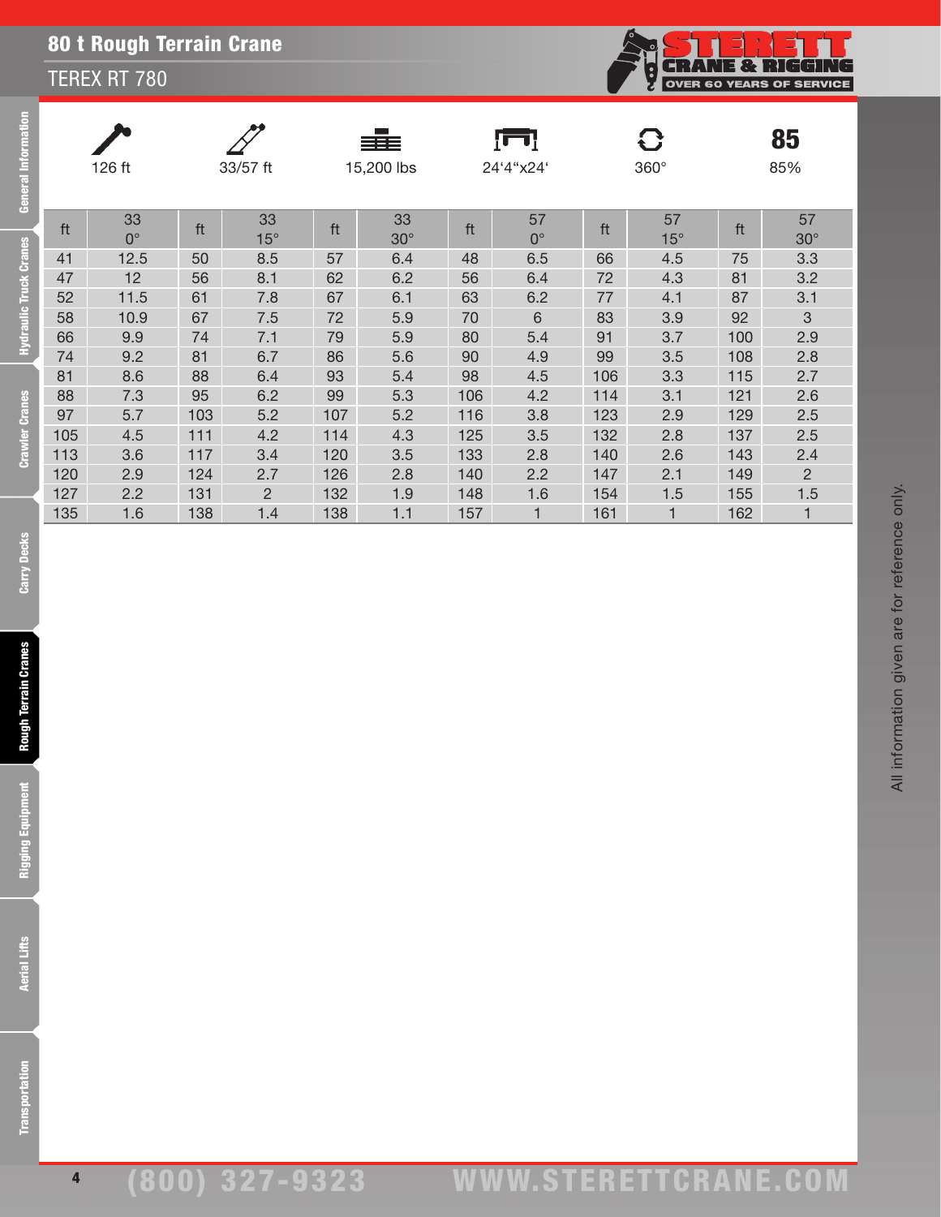# 80 t Rough Terrain Crane

## TEREX RT 780

| 126 ft | 33/57 ft | 15,200 lbs | 24'4"x24' | 360° | 85% |
|---|---|---|---|---|---|

| ft | 33 0° | ft | 33 15° | ft | 33 30° | ft | 57 0° | ft | 57 15° | ft | 57 30° |
|---|---|---|---|---|---|---|---|---|---|---|---|
| 41 | 12.5 | 50 | 8.5 | 57 | 6.4 | 48 | 6.5 | 66 | 4.5 | 75 | 3.3 |
| 47 | 12 | 56 | 8.1 | 62 | 6.2 | 56 | 6.4 | 72 | 4.3 | 81 | 3.2 |
| 52 | 11.5 | 61 | 7.8 | 67 | 6.1 | 63 | 6.2 | 77 | 4.1 | 87 | 3.1 |
| 58 | 10.9 | 67 | 7.5 | 72 | 5.9 | 70 | 6 | 83 | 3.9 | 92 | 3 |
| 66 | 9.9 | 74 | 7.1 | 79 | 5.9 | 80 | 5.4 | 91 | 3.7 | 100 | 2.9 |
| 74 | 9.2 | 81 | 6.7 | 86 | 5.6 | 90 | 4.9 | 99 | 3.5 | 108 | 2.8 |
| 81 | 8.6 | 88 | 6.4 | 93 | 5.4 | 98 | 4.5 | 106 | 3.3 | 115 | 2.7 |
| 88 | 7.3 | 95 | 6.2 | 99 | 5.3 | 106 | 4.2 | 114 | 3.1 | 121 | 2.6 |
| 97 | 5.7 | 103 | 5.2 | 107 | 5.2 | 116 | 3.8 | 123 | 2.9 | 129 | 2.5 |
| 105 | 4.5 | 111 | 4.2 | 114 | 4.3 | 125 | 3.5 | 132 | 2.8 | 137 | 2.5 |
| 113 | 3.6 | 117 | 3.4 | 120 | 3.5 | 133 | 2.8 | 140 | 2.6 | 143 | 2.4 |
| 120 | 2.9 | 124 | 2.7 | 126 | 2.8 | 140 | 2.2 | 147 | 2.1 | 149 | 2 |
| 127 | 2.2 | 131 | 2 | 132 | 1.9 | 148 | 1.6 | 154 | 1.5 | 155 | 1.5 |
| 135 | 1.6 | 138 | 1.4 | 138 | 1.1 | 157 | 1 | 161 | 1 | 162 | 1 |

All information given are for reference only.